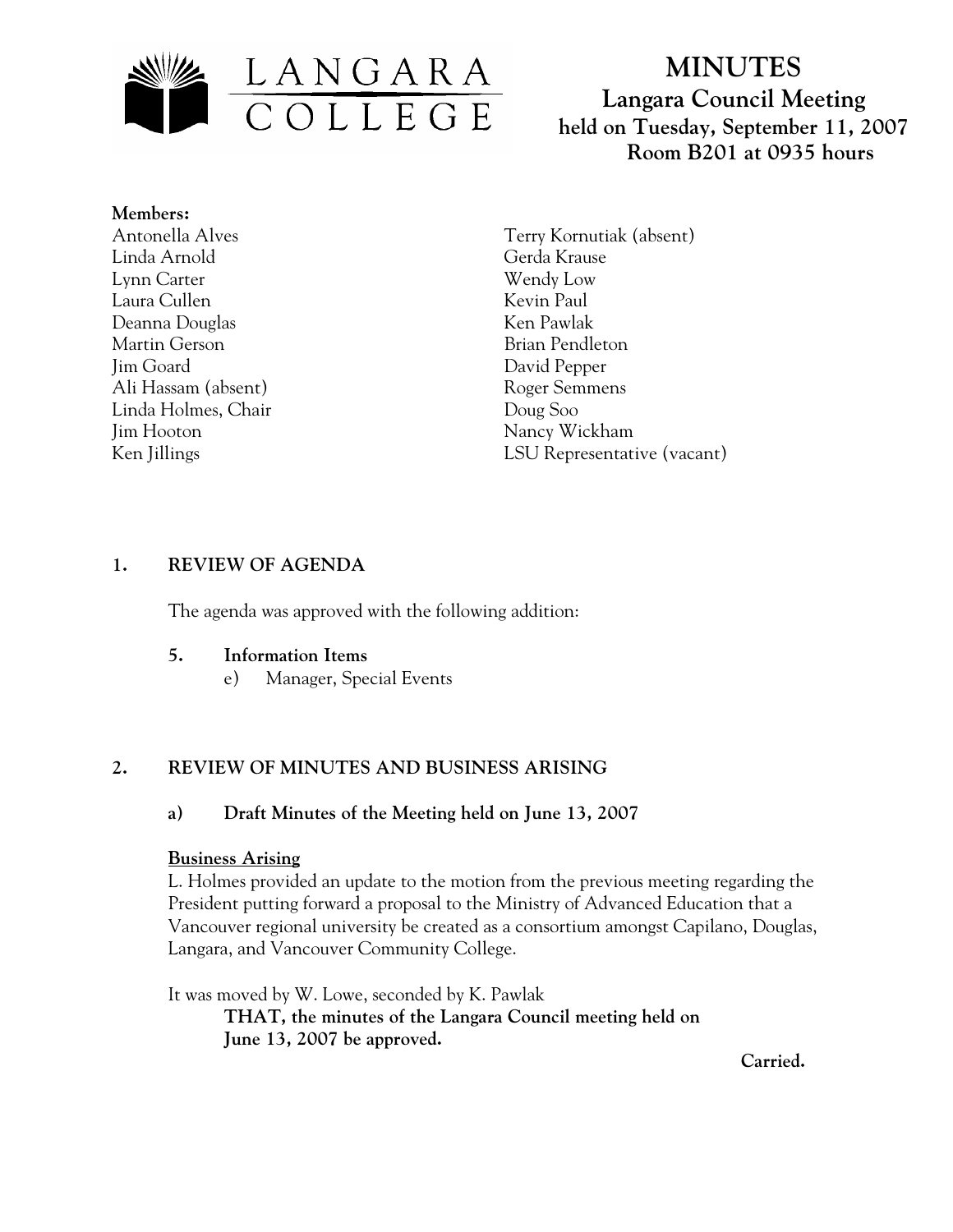LANGARA COLLEGE

# MINUTES

## Langara Council Meeting
## held on Tuesday, September 11, 2007
## Room B201 at 0935 hours

**Members:**

Antonella Alves
Linda Arnold
Lynn Carter
Laura Cullen
Deanna Douglas
Martin Gerson
Jim Goard
Ali Hassam (absent)
Linda Holmes, Chair
Jim Hooton
Ken Jillings
Terry Kornutiak (absent)
Gerda Krause
Wendy Low
Kevin Paul
Ken Pawlak
Brian Pendleton
David Pepper
Roger Semmens
Doug Soo
Nancy Wickham
LSU Representative (vacant)

### 1. REVIEW OF AGENDA

The agenda was approved with the following addition:

**5. Information Items**

e) Manager, Special Events

### 2. REVIEW OF MINUTES AND BUSINESS ARISING

**a) Draft Minutes of the Meeting held on June 13, 2007**

<u>**Business Arising**</u>

L. Holmes provided an update to the motion from the previous meeting regarding the President putting forward a proposal to the Ministry of Advanced Education that a Vancouver regional university be created as a consortium amongst Capilano, Douglas, Langara, and Vancouver Community College.

It was moved by W. Lowe, seconded by K. Pawlak

**THAT, the minutes of the Langara Council meeting held on June 13, 2007 be approved.**

**Carried.**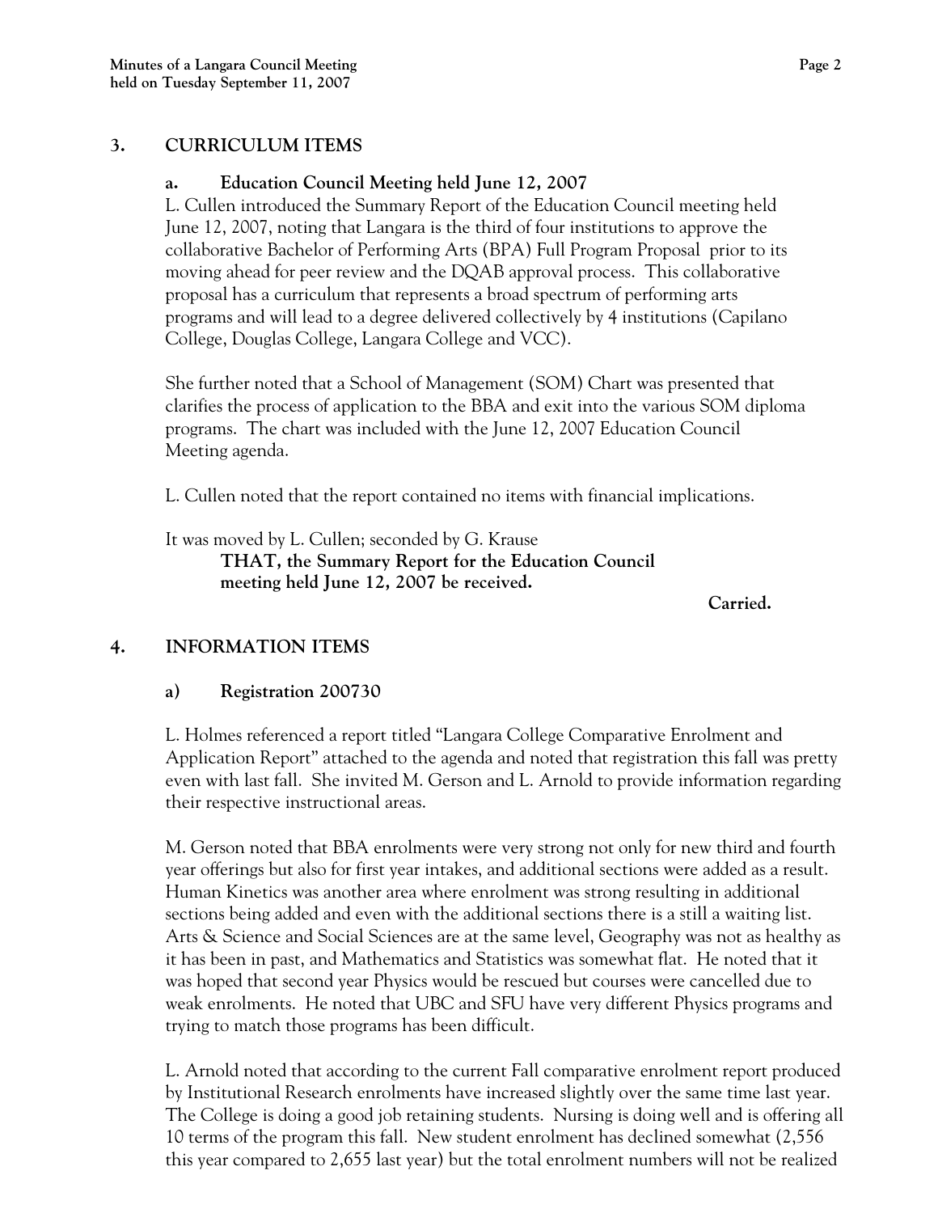## 3. CURRICULUM ITEMS

### a. Education Council Meeting held June 12, 2007

L. Cullen introduced the Summary Report of the Education Council meeting held June 12, 2007, noting that Langara is the third of four institutions to approve the collaborative Bachelor of Performing Arts (BPA) Full Program Proposal prior to its moving ahead for peer review and the DQAB approval process. This collaborative proposal has a curriculum that represents a broad spectrum of performing arts programs and will lead to a degree delivered collectively by 4 institutions (Capilano College, Douglas College, Langara College and VCC).

She further noted that a School of Management (SOM) Chart was presented that clarifies the process of application to the BBA and exit into the various SOM diploma programs. The chart was included with the June 12, 2007 Education Council Meeting agenda.

L. Cullen noted that the report contained no items with financial implications.

It was moved by L. Cullen; seconded by G. Krause

**THAT, the Summary Report for the Education Council meeting held June 12, 2007 be received.**

**Carried.**

## 4. INFORMATION ITEMS

### a) Registration 200730

L. Holmes referenced a report titled "Langara College Comparative Enrolment and Application Report" attached to the agenda and noted that registration this fall was pretty even with last fall. She invited M. Gerson and L. Arnold to provide information regarding their respective instructional areas.

M. Gerson noted that BBA enrolments were very strong not only for new third and fourth year offerings but also for first year intakes, and additional sections were added as a result. Human Kinetics was another area where enrolment was strong resulting in additional sections being added and even with the additional sections there is a still a waiting list. Arts & Science and Social Sciences are at the same level, Geography was not as healthy as it has been in past, and Mathematics and Statistics was somewhat flat. He noted that it was hoped that second year Physics would be rescued but courses were cancelled due to weak enrolments. He noted that UBC and SFU have very different Physics programs and trying to match those programs has been difficult.

L. Arnold noted that according to the current Fall comparative enrolment report produced by Institutional Research enrolments have increased slightly over the same time last year. The College is doing a good job retaining students. Nursing is doing well and is offering all 10 terms of the program this fall. New student enrolment has declined somewhat (2,556 this year compared to 2,655 last year) but the total enrolment numbers will not be realized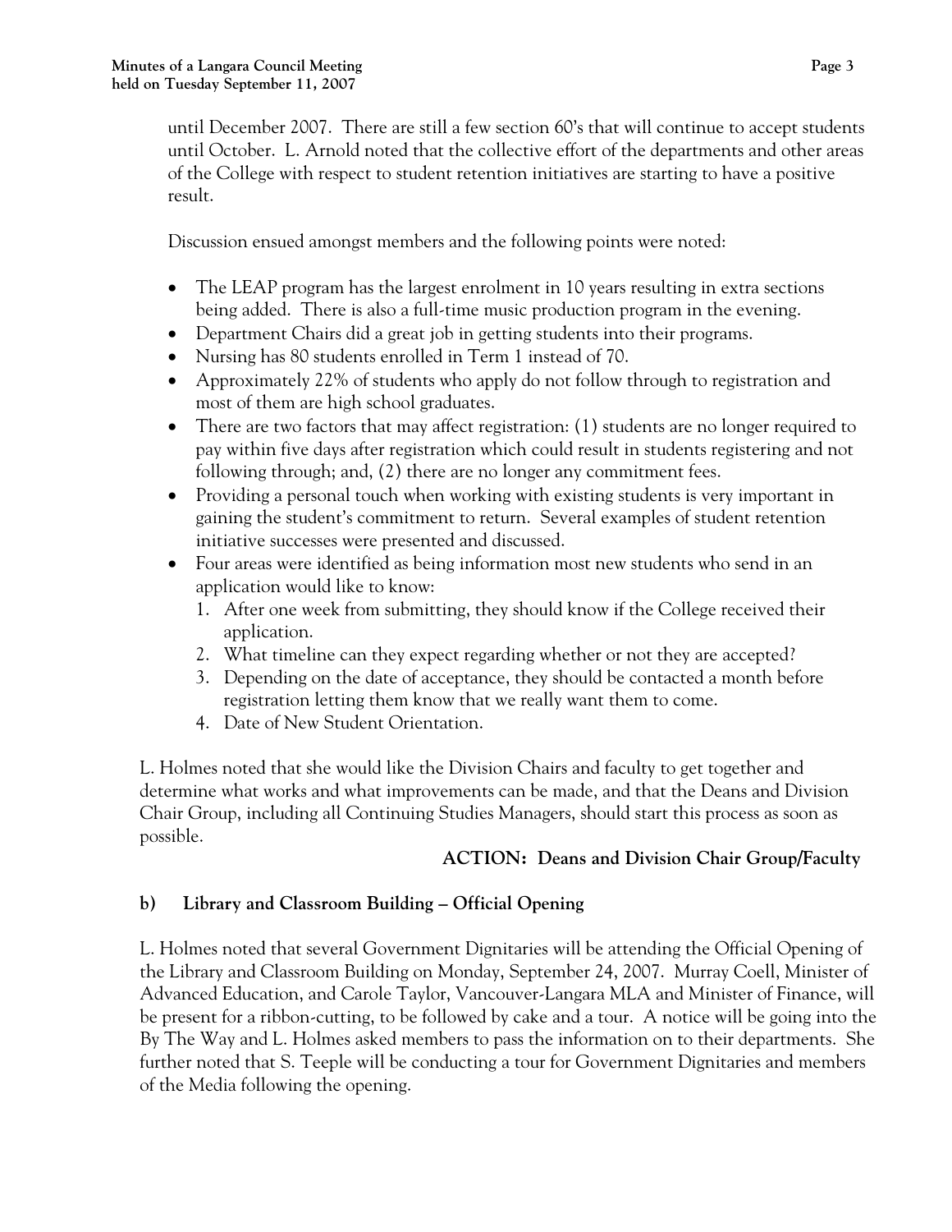until December 2007. There are still a few section 60's that will continue to accept students until October. L. Arnold noted that the collective effort of the departments and other areas of the College with respect to student retention initiatives are starting to have a positive result.

Discussion ensued amongst members and the following points were noted:

- The LEAP program has the largest enrolment in 10 years resulting in extra sections being added. There is also a full-time music production program in the evening.
- Department Chairs did a great job in getting students into their programs.
- Nursing has 80 students enrolled in Term 1 instead of 70.
- Approximately 22% of students who apply do not follow through to registration and most of them are high school graduates.
- There are two factors that may affect registration: (1) students are no longer required to pay within five days after registration which could result in students registering and not following through; and, (2) there are no longer any commitment fees.
- Providing a personal touch when working with existing students is very important in gaining the student's commitment to return. Several examples of student retention initiative successes were presented and discussed.
- Four areas were identified as being information most new students who send in an application would like to know:
    1. After one week from submitting, they should know if the College received their application.
    2. What timeline can they expect regarding whether or not they are accepted?
    3. Depending on the date of acceptance, they should be contacted a month before registration letting them know that we really want them to come.
    4. Date of New Student Orientation.

L. Holmes noted that she would like the Division Chairs and faculty to get together and determine what works and what improvements can be made, and that the Deans and Division Chair Group, including all Continuing Studies Managers, should start this process as soon as possible.

**ACTION: Deans and Division Chair Group/Faculty**

**b) Library and Classroom Building – Official Opening**

L. Holmes noted that several Government Dignitaries will be attending the Official Opening of the Library and Classroom Building on Monday, September 24, 2007. Murray Coell, Minister of Advanced Education, and Carole Taylor, Vancouver-Langara MLA and Minister of Finance, will be present for a ribbon-cutting, to be followed by cake and a tour. A notice will be going into the By The Way and L. Holmes asked members to pass the information on to their departments. She further noted that S. Teeple will be conducting a tour for Government Dignitaries and members of the Media following the opening.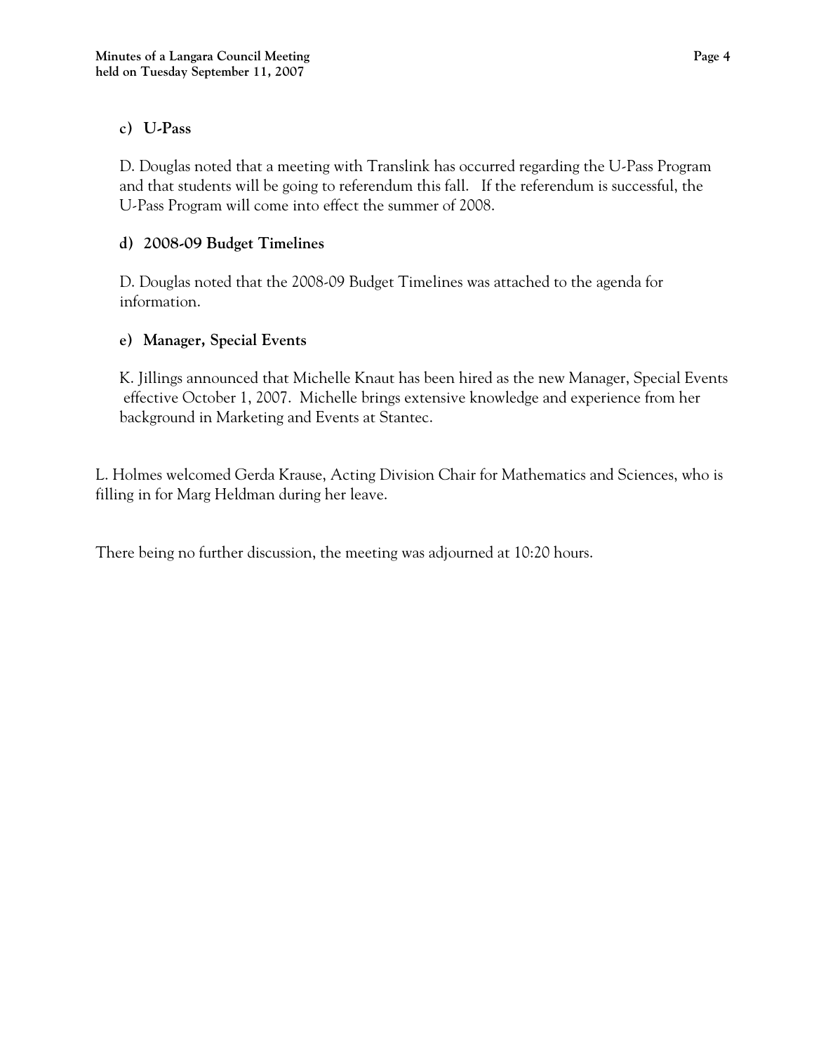**c) U-Pass**

D. Douglas noted that a meeting with Translink has occurred regarding the U-Pass Program and that students will be going to referendum this fall. If the referendum is successful, the U-Pass Program will come into effect the summer of 2008.

**d) 2008-09 Budget Timelines**

D. Douglas noted that the 2008-09 Budget Timelines was attached to the agenda for information.

**e) Manager, Special Events**

K. Jillings announced that Michelle Knaut has been hired as the new Manager, Special Events effective October 1, 2007. Michelle brings extensive knowledge and experience from her background in Marketing and Events at Stantec.

L. Holmes welcomed Gerda Krause, Acting Division Chair for Mathematics and Sciences, who is filling in for Marg Heldman during her leave.

There being no further discussion, the meeting was adjourned at 10:20 hours.